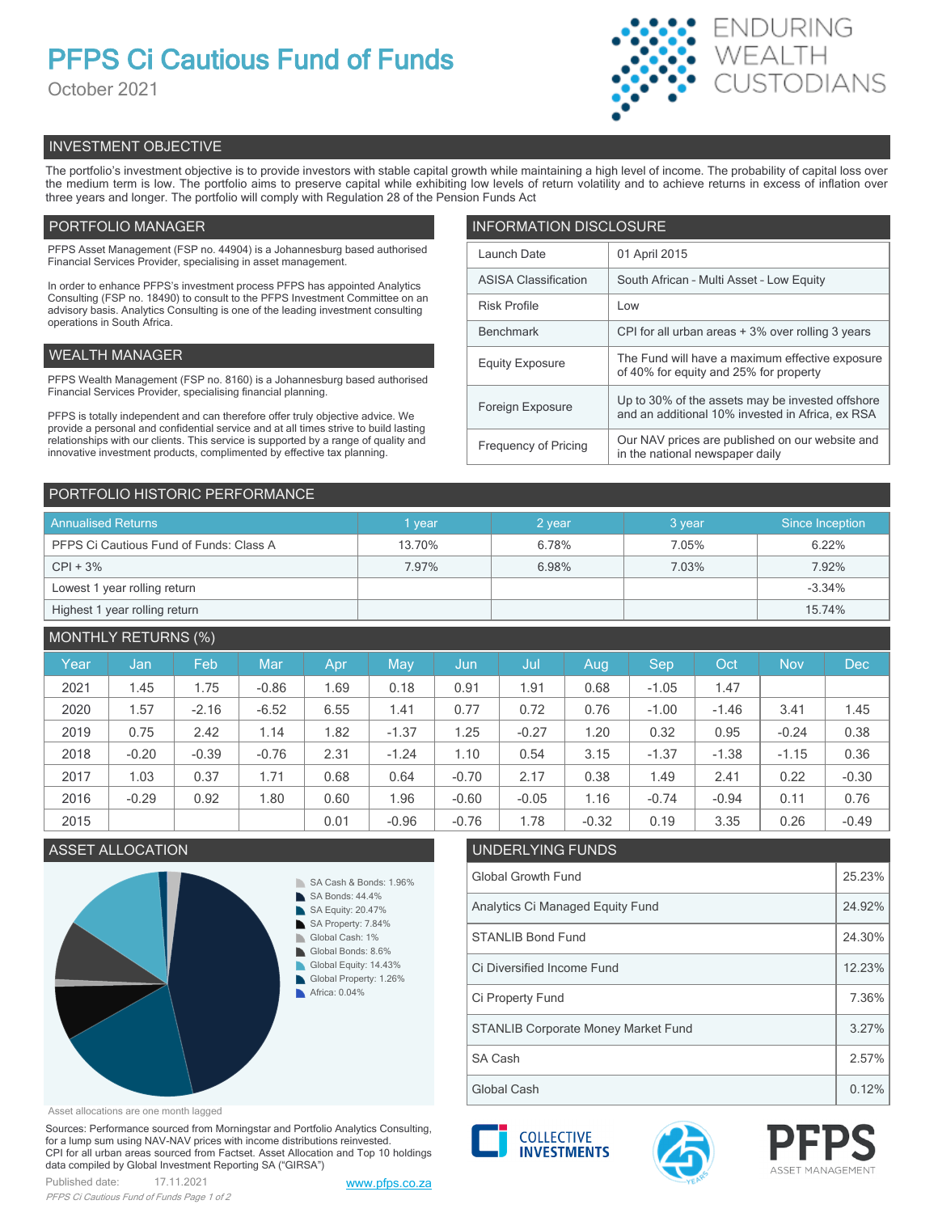# PFPS Ci Cautious Fund of Funds

October 2021

ENDURING WEALTH CUSTODIANS

## INVESTMENT OBJECTIVE

The portfolio's investment objective is to provide investors with stable capital growth while maintaining a high level of income. The probability of capital loss over the medium term is low. The portfolio aims to preserve capital while exhibiting low levels of return volatility and to achieve returns in excess of inflation over three years and longer. The portfolio will comply with Regulation 28 of the Pension Funds Act

## PORTFOLIO MANAGER

PFPS Asset Management (FSP no. 44904) is a Johannesburg based authorised Financial Services Provider, specialising in asset management.

In order to enhance PFPS's investment process PFPS has appointed Analytics Consulting (FSP no. 18490) to consult to the PFPS Investment Committee on an advisory basis. Analytics Consulting is one of the leading investment consulting operations in South Africa.

## WEALTH MANAGER

PFPS Wealth Management (FSP no. 8160) is a Johannesburg based authorised Financial Services Provider, specialising financial planning.

PFPS is totally independent and can therefore offer truly objective advice. We provide a personal and confidential service and at all times strive to build lasting relationships with our clients. This service is supported by a range of quality and innovative investment products, complimented by effective tax planning.

## INFORMATION DISCLOSURE

| | |
|---|---|
| Launch Date | 01 April 2015 |
| ASISA Classification | South African - Multi Asset - Low Equity |
| Risk Profile | Low |
| Benchmark | CPI for all urban areas + 3% over rolling 3 years |
| Equity Exposure | The Fund will have a maximum effective exposure of 40% for equity and 25% for property |
| Foreign Exposure | Up to 30% of the assets may be invested offshore and an additional 10% invested in Africa, ex RSA |
| Frequency of Pricing | Our NAV prices are published on our website and in the national newspaper daily |

## PORTFOLIO HISTORIC PERFORMANCE

| Annualised Returns | 1 year | 2 year | 3 year | Since Inception |
|---|---|---|---|---|
| PFPS Ci Cautious Fund of Funds: Class A | 13.70% | 6.78% | 7.05% | 6.22% |
| CPI + 3% | 7.97% | 6.98% | 7.03% | 7.92% |
| Lowest 1 year rolling return | | | | -3.34% |
| Highest 1 year rolling return | | | | 15.74% |

## MONTHLY RETURNS (%)

| Year | Jan | Feb | Mar | Apr | May | Jun | Jul | Aug | Sep | Oct | Nov | Dec |
|---|---|---|---|---|---|---|---|---|---|---|---|---|
| 2021 | 1.45 | 1.75 | -0.86 | 1.69 | 0.18 | 0.91 | 1.91 | 0.68 | -1.05 | 1.47 | | |
| 2020 | 1.57 | -2.16 | -6.52 | 6.55 | 1.41 | 0.77 | 0.72 | 0.76 | -1.00 | -1.46 | 3.41 | 1.45 |
| 2019 | 0.75 | 2.42 | 1.14 | 1.82 | -1.37 | 1.25 | -0.27 | 1.20 | 0.32 | 0.95 | -0.24 | 0.38 |
| 2018 | -0.20 | -0.39 | -0.76 | 2.31 | -1.24 | 1.10 | 0.54 | 3.15 | -1.37 | -1.38 | -1.15 | 0.36 |
| 2017 | 1.03 | 0.37 | 1.71 | 0.68 | 0.64 | -0.70 | 2.17 | 0.38 | 1.49 | 2.41 | 0.22 | -0.30 |
| 2016 | -0.29 | 0.92 | 1.80 | 0.60 | 1.96 | -0.60 | -0.05 | 1.16 | -0.74 | -0.94 | 0.11 | 0.76 |
| 2015 | | | | 0.01 | -0.96 | -0.76 | 1.78 | -0.32 | 0.19 | 3.35 | 0.26 | -0.49 |

## ASSET ALLOCATION

- SA Cash & Bonds: 1.96%
- SA Bonds: 44.4%
- SA Equity: 20.47%
- SA Property: 7.84%
- Global Cash: 1%
- Global Bonds: 8.6%
- Global Equity: 14.43%
- Global Property: 1.26%
- Africa: 0.04%

Asset allocations are one month lagged

## UNDERLYING FUNDS

| | |
|---|---|
| Global Growth Fund | 25.23% |
| Analytics Ci Managed Equity Fund | 24.92% |
| STANLIB Bond Fund | 24.30% |
| Ci Diversified Income Fund | 12.23% |
| Ci Property Fund | 7.36% |
| STANLIB Corporate Money Market Fund | 3.27% |
| SA Cash | 2.57% |
| Global Cash | 0.12% |

Sources: Performance sourced from Morningstar and Portfolio Analytics Consulting, for a lump sum using NAV-NAV prices with income distributions reinvested. CPI for all urban areas sourced from Factset. Asset Allocation and Top 10 holdings data compiled by Global Investment Reporting SA ("GIRSA")

Published date: 17.11.2021

www.pfps.co.za

COLLECTIVE INVESTMENTS

PFPS ASSET MANAGEMENT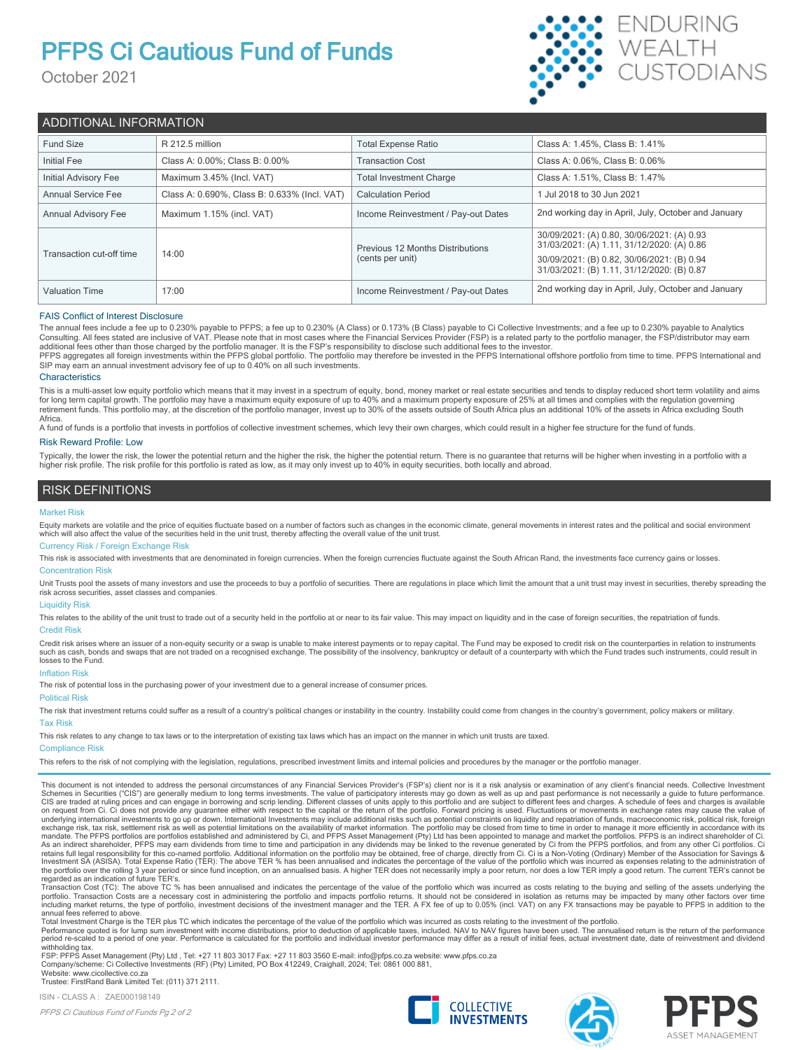# PFPS Ci Cautious Fund of Funds

October 2021

## ADDITIONAL INFORMATION

| | | | |
|---|---|---|---|
| Fund Size | R 212.5 million | Total Expense Ratio | Class A: 1.45%, Class B: 1.41% |
| Initial Fee | Class A: 0.00%; Class B: 0.00% | Transaction Cost | Class A: 0.06%, Class B: 0.06% |
| Initial Advisory Fee | Maximum 3.45% (Incl. VAT) | Total Investment Charge | Class A: 1.51%, Class B: 1.47% |
| Annual Service Fee | Class A: 0.690%, Class B: 0.633% (Incl. VAT) | Calculation Period | 1 Jul 2018 to 30 Jun 2021 |
| Annual Advisory Fee | Maximum 1.15% (incl. VAT) | Income Reinvestment / Pay-out Dates | 2nd working day in April, July, October and January |
| Transaction cut-off time | 14:00 | Previous 12 Months Distributions (cents per unit) | 30/09/2021: (A) 0.80, 30/06/2021: (A) 0.93 31/03/2021: (A) 1.11, 31/12/2020: (A) 0.86 30/09/2021: (B) 0.82, 30/06/2021: (B) 0.94 31/03/2021: (B) 1.11, 31/12/2020: (B) 0.87 |
| Valuation Time | 17:00 | Income Reinvestment / Pay-out Dates | 2nd working day in April, July, October and January |

### FAIS Conflict of Interest Disclosure

The annual fees include a fee up to 0.230% payable to PFPS; a fee up to 0.230% (A Class) or 0.173% (B Class) payable to Ci Collective Investments; and a fee up to 0.230% payable to Analytics Consulting. All fees stated are inclusive of VAT. Please note that in most cases where the Financial Services Provider (FSP) is a related party to the portfolio manager, the FSP/distributor may earn additional fees other than those charged by the portfolio manager. It is the FSP's responsibility to disclose such additional fees to the investor.
PFPS aggregates all foreign investments within the PFPS global portfolio. The portfolio may therefore be invested in the PFPS International offshore portfolio from time to time. PFPS International and SIP may earn an annual investment advisory fee of up to 0.40% on all such investments.

### Characteristics

This is a multi-asset low equity portfolio which means that it may invest in a spectrum of equity, bond, money market or real estate securities and tends to display reduced short term volatility and aims for long term capital growth. The portfolio may have a maximum equity exposure of up to 40% and a maximum property exposure of 25% at all times and complies with the regulation governing retirement funds. This portfolio may, at the discretion of the portfolio manager, invest up to 30% of the assets outside of South Africa plus an additional 10% of the assets in Africa excluding South Africa.
A fund of funds is a portfolio that invests in portfolios of collective investment schemes, which levy their own charges, which could result in a higher fee structure for the fund of funds.

### Risk Reward Profile: Low

Typically, the lower the risk, the lower the potential return and the higher the risk, the higher the potential return. There is no guarantee that returns will be higher when investing in a portfolio with a higher risk profile. The risk profile for this portfolio is rated as low, as it may only invest up to 40% in equity securities, both locally and abroad.

## RISK DEFINITIONS

### Market Risk

Equity markets are volatile and the price of equities fluctuate based on a number of factors such as changes in the economic climate, general movements in interest rates and the political and social environment which will also affect the value of the securities held in the unit trust, thereby affecting the overall value of the unit trust.

### Currency Risk / Foreign Exchange Risk

This risk is associated with investments that are denominated in foreign currencies. When the foreign currencies fluctuate against the South African Rand, the investments face currency gains or losses.

### Concentration Risk

Unit Trusts pool the assets of many investors and use the proceeds to buy a portfolio of securities. There are regulations in place which limit the amount that a unit trust may invest in securities, thereby spreading the risk across securities, asset classes and companies.

### Liquidity Risk

This relates to the ability of the unit trust to trade out of a security held in the portfolio at or near to its fair value. This may impact on liquidity and in the case of foreign securities, the repatriation of funds.

### Credit Risk

Credit risk arises where an issuer of a non-equity security or a swap is unable to make interest payments or to repay capital. The Fund may be exposed to credit risk on the counterparties in relation to instruments such as cash, bonds and swaps that are not traded on a recognised exchange. The possibility of the insolvency, bankruptcy or default of a counterparty with which the Fund trades such instruments, could result in losses to the Fund.

### Inflation Risk

The risk of potential loss in the purchasing power of your investment due to a general increase of consumer prices.

### Political Risk

The risk that investment returns could suffer as a result of a country's political changes or instability in the country. Instability could come from changes in the country's government, policy makers or military.

### Tax Risk

This risk relates to any change to tax laws or to the interpretation of existing tax laws which has an impact on the manner in which unit trusts are taxed.

### Compliance Risk

This refers to the risk of not complying with the legislation, regulations, prescribed investment limits and internal policies and procedures by the manager or the portfolio manager.

This document is not intended to address the personal circumstances of any Financial Services Provider's (FSP's) client nor is it a risk analysis or examination of any client's financial needs. Collective Investment Schemes in Securities ("CIS") are generally medium to long terms investments. The value of participatory interests may go down as well as up and past performance is not necessarily a guide to future performance. CIS are traded at ruling prices and can engage in borrowing and scrip lending. Different classes of units apply to this portfolio and are subject to different fees and charges. A schedule of fees and charges is available on request from Ci. Ci does not provide any guarantee either with respect to the capital or the return of the portfolio. Forward pricing is used. Fluctuations or movements in exchange rates may cause the value of underlying international investments to go up or down. International Investments may include additional risks such as potential constraints on liquidity and repatriation of funds, macroeconomic risk, political risk, foreign exchange risk, tax risk, settlement risk as well as potential limitations on the availability of market information. The portfolio may be closed from time to time in order to manage it more efficiently in accordance with its mandate. The PFPS portfolios are portfolios established and administered by Ci, and PFPS Asset Management (Pty) Ltd has been appointed to manage and market the portfolios. PFPS is an indirect shareholder of Ci. As an indirect shareholder, PFPS may earn dividends from time to time and participation in any dividends may be linked to the revenue generated by Ci from the PFPS portfolios, and from any other Ci portfolios. Ci retains full legal responsibility for this co-named portfolio. Additional information on the portfolio may be obtained, free of charge, directly from Ci. Ci is a Non-Voting (Ordinary) Member of the Association for Savings & Investment SA (ASISA). Total Expense Ratio (TER): The above TER % has been annualised and indicates the percentage of the value of the portfolio which was incurred as expenses relating to the administration of the portfolio over the rolling 3 year period or since fund inception, on an annualised basis. A higher TER does not necessarily imply a poor return, nor does a low TER imply a good return. The current TER's cannot be regarded as an indication of future TER's.
Transaction Cost (TC): The above TC % has been annualised and indicates the percentage of the value of the portfolio which was incurred as costs relating to the buying and selling of the assets underlying the portfolio. Transaction Costs are a necessary cost in administering the portfolio and impacts portfolio returns. It should not be considered in isolation as returns may be impacted by many other factors over time including market returns, the type of portfolio, investment decisions of the investment manager and the TER. A FX fee of up to 0.05% (incl. VAT) on any FX transactions may be payable to PFPS in addition to the annual fees referred to above.
Total Investment Charge is the TER plus TC which indicates the percentage of the value of the portfolio which was incurred as costs relating to the investment of the portfolio.
Performance quoted is for lump sum investment with income distributions, prior to deduction of applicable taxes, included. NAV to NAV figures have been used. The annualised return is the return of the performance period re-scaled to a period of one year. Performance is calculated for the portfolio and individual investor performance may differ as a result of initial fees, actual investment date, date of reinvestment and dividend withholding tax.
FSP: PFPS Asset Management (Pty) Ltd , Tel: +27 11 803 3017 Fax: +27 11 803 3560 E-mail: info@pfps.co.za website: www.pfps.co.za
Company/scheme: Ci Collective Investments (RF) (Pty) Limited, PO Box 412249, Craighall, 2024; Tel: 0861 000 881,
Website: www.cicollective.co.za
Trustee: FirstRand Bank Limited Tel: (011) 371 2111.

ISIN - CLASS A : ZAE000198149